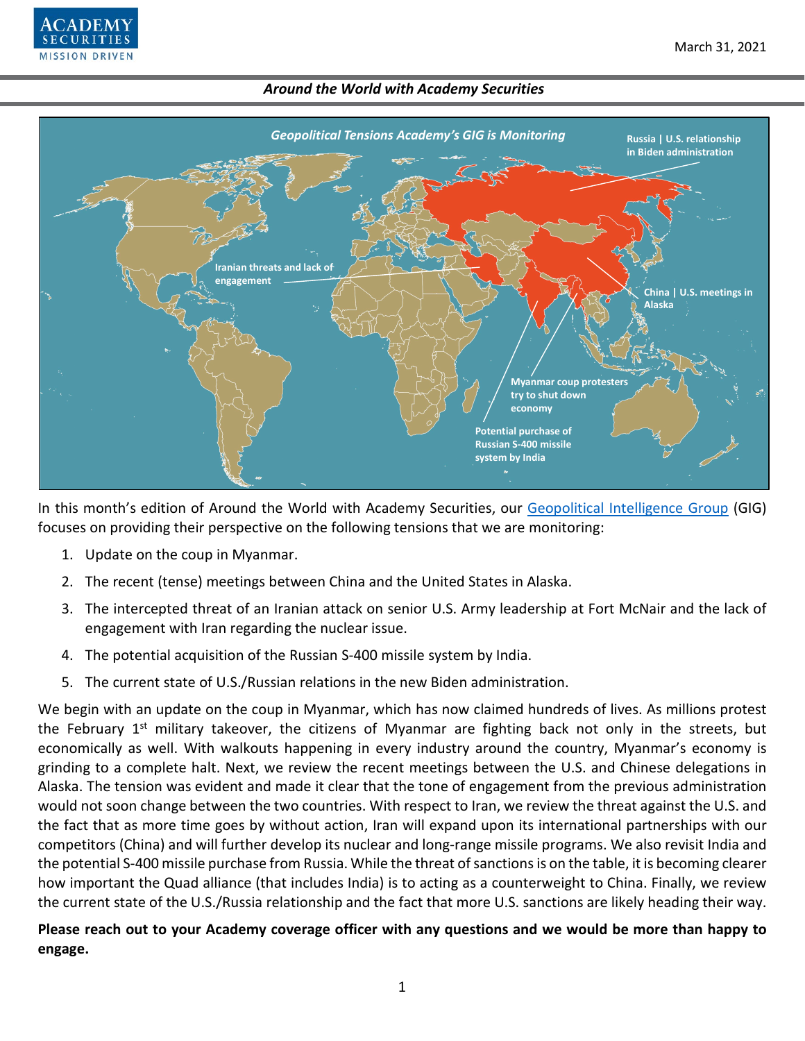March 31, 2021

*Around the World with Academy Securities*

*Geopolitical Tensions Academy's GIG is Monitoring*

Russia | U.S. relationship in Biden administration

Iranian threats and lack of engagement

China | U.S. meetings in Alaska

Myanmar coup protesters try to shut down economy

Potential purchase of Russian S-400 missile system by India

In this month's edition of Around the World with Academy Securities, our Geopolitical Intelligence Group (GIG) focuses on providing their perspective on the following tensions that we are monitoring:

1. Update on the coup in Myanmar.
2. The recent (tense) meetings between China and the United States in Alaska.
3. The intercepted threat of an Iranian attack on senior U.S. Army leadership at Fort McNair and the lack of engagement with Iran regarding the nuclear issue.
4. The potential acquisition of the Russian S-400 missile system by India.
5. The current state of U.S./Russian relations in the new Biden administration.

We begin with an update on the coup in Myanmar, which has now claimed hundreds of lives. As millions protest the February 1st military takeover, the citizens of Myanmar are fighting back not only in the streets, but economically as well. With walkouts happening in every industry around the country, Myanmar's economy is grinding to a complete halt. Next, we review the recent meetings between the U.S. and Chinese delegations in Alaska. The tension was evident and made it clear that the tone of engagement from the previous administration would not soon change between the two countries. With respect to Iran, we review the threat against the U.S. and the fact that as more time goes by without action, Iran will expand upon its international partnerships with our competitors (China) and will further develop its nuclear and long-range missile programs. We also revisit India and the potential S-400 missile purchase from Russia. While the threat of sanctions is on the table, it is becoming clearer how important the Quad alliance (that includes India) is to acting as a counterweight to China. Finally, we review the current state of the U.S./Russia relationship and the fact that more U.S. sanctions are likely heading their way.

**Please reach out to your Academy coverage officer with any questions and we would be more than happy to engage.**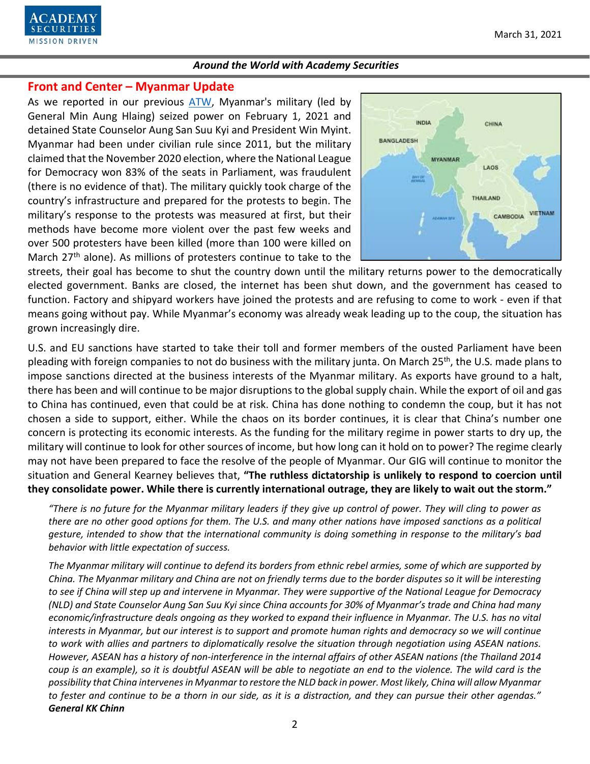## Front and Center – Myanmar Update

As we reported in our previous ATW, Myanmar's military (led by General Min Aung Hlaing) seized power on February 1, 2021 and detained State Counselor Aung San Suu Kyi and President Win Myint. Myanmar had been under civilian rule since 2011, but the military claimed that the November 2020 election, where the National League for Democracy won 83% of the seats in Parliament, was fraudulent (there is no evidence of that). The military quickly took charge of the country's infrastructure and prepared for the protests to begin. The military's response to the protests was measured at first, but their methods have become more violent over the past few weeks and over 500 protesters have been killed (more than 100 were killed on March 27th alone). As millions of protesters continue to take to the streets, their goal has become to shut the country down until the military returns power to the democratically elected government. Banks are closed, the internet has been shut down, and the government has ceased to function. Factory and shipyard workers have joined the protests and are refusing to come to work - even if that means going without pay. While Myanmar's economy was already weak leading up to the coup, the situation has grown increasingly dire.

U.S. and EU sanctions have started to take their toll and former members of the ousted Parliament have been pleading with foreign companies to not do business with the military junta. On March 25th, the U.S. made plans to impose sanctions directed at the business interests of the Myanmar military. As exports have ground to a halt, there has been and will continue to be major disruptions to the global supply chain. While the export of oil and gas to China has continued, even that could be at risk. China has done nothing to condemn the coup, but it has not chosen a side to support, either. While the chaos on its border continues, it is clear that China's number one concern is protecting its economic interests. As the funding for the military regime in power starts to dry up, the military will continue to look for other sources of income, but how long can it hold on to power? The regime clearly may not have been prepared to face the resolve of the people of Myanmar. Our GIG will continue to monitor the situation and General Kearney believes that, **"The ruthless dictatorship is unlikely to respond to coercion until they consolidate power. While there is currently international outrage, they are likely to wait out the storm."**

*"There is no future for the Myanmar military leaders if they give up control of power. They will cling to power as there are no other good options for them. The U.S. and many other nations have imposed sanctions as a political gesture, intended to show that the international community is doing something in response to the military's bad behavior with little expectation of success.*

*The Myanmar military will continue to defend its borders from ethnic rebel armies, some of which are supported by China. The Myanmar military and China are not on friendly terms due to the border disputes so it will be interesting to see if China will step up and intervene in Myanmar. They were supportive of the National League for Democracy (NLD) and State Counselor Aung San Suu Kyi since China accounts for 30% of Myanmar's trade and China had many economic/infrastructure deals ongoing as they worked to expand their influence in Myanmar. The U.S. has no vital interests in Myanmar, but our interest is to support and promote human rights and democracy so we will continue to work with allies and partners to diplomatically resolve the situation through negotiation using ASEAN nations. However, ASEAN has a history of non-interference in the internal affairs of other ASEAN nations (the Thailand 2014 coup is an example), so it is doubtful ASEAN will be able to negotiate an end to the violence. The wild card is the possibility that China intervenes in Myanmar to restore the NLD back in power. Most likely, China will allow Myanmar to fester and continue to be a thorn in our side, as it is a distraction, and they can pursue their other agendas."*
***General KK Chinn***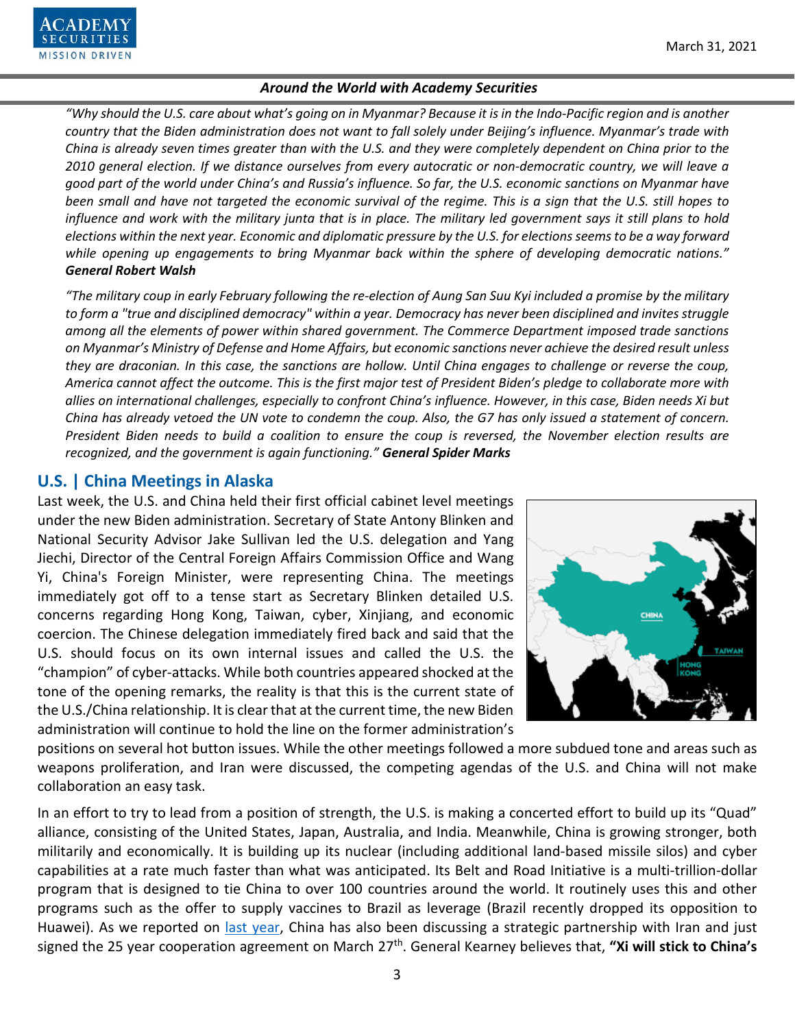*"Why should the U.S. care about what's going on in Myanmar? Because it is in the Indo-Pacific region and is another country that the Biden administration does not want to fall solely under Beijing's influence. Myanmar's trade with China is already seven times greater than with the U.S. and they were completely dependent on China prior to the 2010 general election. If we distance ourselves from every autocratic or non-democratic country, we will leave a good part of the world under China's and Russia's influence. So far, the U.S. economic sanctions on Myanmar have been small and have not targeted the economic survival of the regime. This is a sign that the U.S. still hopes to influence and work with the military junta that is in place. The military led government says it still plans to hold elections within the next year. Economic and diplomatic pressure by the U.S. for elections seems to be a way forward while opening up engagements to bring Myanmar back within the sphere of developing democratic nations."* ***General Robert Walsh***

*"The military coup in early February following the re-election of Aung San Suu Kyi included a promise by the military to form a "true and disciplined democracy" within a year. Democracy has never been disciplined and invites struggle among all the elements of power within shared government. The Commerce Department imposed trade sanctions on Myanmar's Ministry of Defense and Home Affairs, but economic sanctions never achieve the desired result unless they are draconian. In this case, the sanctions are hollow. Until China engages to challenge or reverse the coup, America cannot affect the outcome. This is the first major test of President Biden's pledge to collaborate more with allies on international challenges, especially to confront China's influence. However, in this case, Biden needs Xi but China has already vetoed the UN vote to condemn the coup. Also, the G7 has only issued a statement of concern. President Biden needs to build a coalition to ensure the coup is reversed, the November election results are recognized, and the government is again functioning."* ***General Spider Marks***

## U.S. | China Meetings in Alaska

Last week, the U.S. and China held their first official cabinet level meetings under the new Biden administration. Secretary of State Antony Blinken and National Security Advisor Jake Sullivan led the U.S. delegation and Yang Jiechi, Director of the Central Foreign Affairs Commission Office and Wang Yi, China's Foreign Minister, were representing China. The meetings immediately got off to a tense start as Secretary Blinken detailed U.S. concerns regarding Hong Kong, Taiwan, cyber, Xinjiang, and economic coercion. The Chinese delegation immediately fired back and said that the U.S. should focus on its own internal issues and called the U.S. the "champion" of cyber-attacks. While both countries appeared shocked at the tone of the opening remarks, the reality is that this is the current state of the U.S./China relationship. It is clear that at the current time, the new Biden administration will continue to hold the line on the former administration's positions on several hot button issues. While the other meetings followed a more subdued tone and areas such as weapons proliferation, and Iran were discussed, the competing agendas of the U.S. and China will not make collaboration an easy task.

In an effort to try to lead from a position of strength, the U.S. is making a concerted effort to build up its "Quad" alliance, consisting of the United States, Japan, Australia, and India. Meanwhile, China is growing stronger, both militarily and economically. It is building up its nuclear (including additional land-based missile silos) and cyber capabilities at a rate much faster than what was anticipated. Its Belt and Road Initiative is a multi-trillion-dollar program that is designed to tie China to over 100 countries around the world. It routinely uses this and other programs such as the offer to supply vaccines to Brazil as leverage (Brazil recently dropped its opposition to Huawei). As we reported on last year, China has also been discussing a strategic partnership with Iran and just signed the 25 year cooperation agreement on March 27th. General Kearney believes that, **"Xi will stick to China's**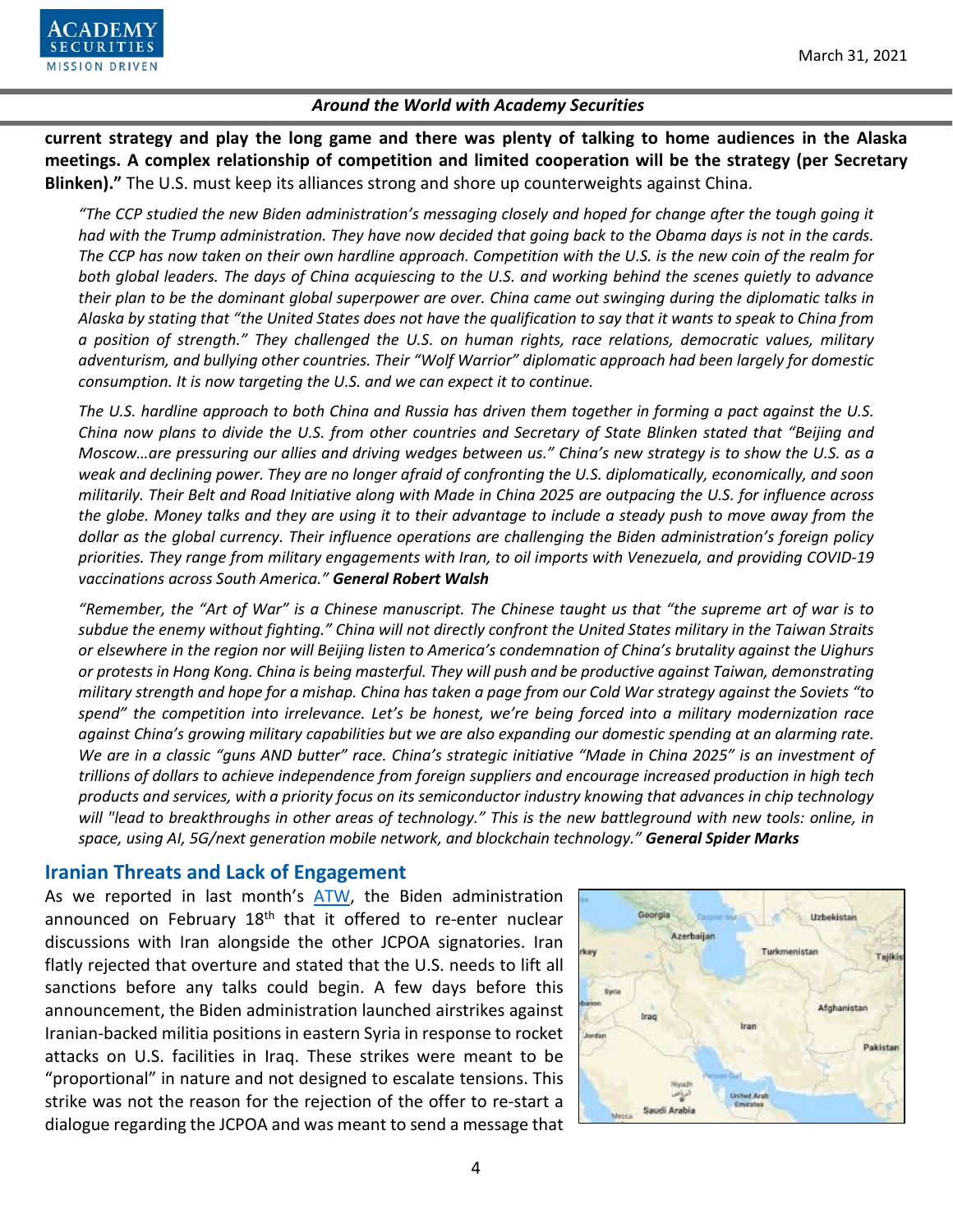**current strategy and play the long game and there was plenty of talking to home audiences in the Alaska meetings. A complex relationship of competition and limited cooperation will be the strategy (per Secretary Blinken)."** The U.S. must keep its alliances strong and shore up counterweights against China.

*"The CCP studied the new Biden administration's messaging closely and hoped for change after the tough going it had with the Trump administration. They have now decided that going back to the Obama days is not in the cards. The CCP has now taken on their own hardline approach. Competition with the U.S. is the new coin of the realm for both global leaders. The days of China acquiescing to the U.S. and working behind the scenes quietly to advance their plan to be the dominant global superpower are over. China came out swinging during the diplomatic talks in Alaska by stating that "the United States does not have the qualification to say that it wants to speak to China from a position of strength." They challenged the U.S. on human rights, race relations, democratic values, military adventurism, and bullying other countries. Their "Wolf Warrior" diplomatic approach had been largely for domestic consumption. It is now targeting the U.S. and we can expect it to continue.*

*The U.S. hardline approach to both China and Russia has driven them together in forming a pact against the U.S. China now plans to divide the U.S. from other countries and Secretary of State Blinken stated that "Beijing and Moscow…are pressuring our allies and driving wedges between us." China's new strategy is to show the U.S. as a weak and declining power. They are no longer afraid of confronting the U.S. diplomatically, economically, and soon militarily. Their Belt and Road Initiative along with Made in China 2025 are outpacing the U.S. for influence across the globe. Money talks and they are using it to their advantage to include a steady push to move away from the dollar as the global currency. Their influence operations are challenging the Biden administration's foreign policy priorities. They range from military engagements with Iran, to oil imports with Venezuela, and providing COVID-19 vaccinations across South America."* ***General Robert Walsh***

*"Remember, the "Art of War" is a Chinese manuscript. The Chinese taught us that "the supreme art of war is to subdue the enemy without fighting." China will not directly confront the United States military in the Taiwan Straits or elsewhere in the region nor will Beijing listen to America's condemnation of China's brutality against the Uighurs or protests in Hong Kong. China is being masterful. They will push and be productive against Taiwan, demonstrating military strength and hope for a mishap. China has taken a page from our Cold War strategy against the Soviets "to spend" the competition into irrelevance. Let's be honest, we're being forced into a military modernization race against China's growing military capabilities but we are also expanding our domestic spending at an alarming rate. We are in a classic "guns AND butter" race. China's strategic initiative "Made in China 2025" is an investment of trillions of dollars to achieve independence from foreign suppliers and encourage increased production in high tech products and services, with a priority focus on its semiconductor industry knowing that advances in chip technology will "lead to breakthroughs in other areas of technology." This is the new battleground with new tools: online, in space, using AI, 5G/next generation mobile network, and blockchain technology."* ***General Spider Marks***

## Iranian Threats and Lack of Engagement

As we reported in last month's ATW, the Biden administration announced on February 18th that it offered to re-enter nuclear discussions with Iran alongside the other JCPOA signatories. Iran flatly rejected that overture and stated that the U.S. needs to lift all sanctions before any talks could begin. A few days before this announcement, the Biden administration launched airstrikes against Iranian-backed militia positions in eastern Syria in response to rocket attacks on U.S. facilities in Iraq. These strikes were meant to be "proportional" in nature and not designed to escalate tensions. This strike was not the reason for the rejection of the offer to re-start a dialogue regarding the JCPOA and was meant to send a message that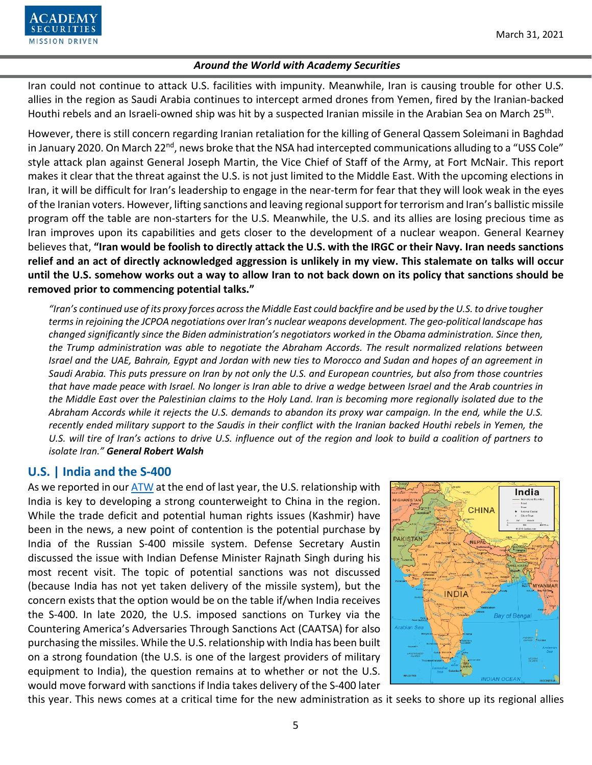Iran could not continue to attack U.S. facilities with impunity. Meanwhile, Iran is causing trouble for other U.S. allies in the region as Saudi Arabia continues to intercept armed drones from Yemen, fired by the Iranian-backed Houthi rebels and an Israeli-owned ship was hit by a suspected Iranian missile in the Arabian Sea on March 25th.

However, there is still concern regarding Iranian retaliation for the killing of General Qassem Soleimani in Baghdad in January 2020. On March 22nd, news broke that the NSA had intercepted communications alluding to a "USS Cole" style attack plan against General Joseph Martin, the Vice Chief of Staff of the Army, at Fort McNair. This report makes it clear that the threat against the U.S. is not just limited to the Middle East. With the upcoming elections in Iran, it will be difficult for Iran's leadership to engage in the near-term for fear that they will look weak in the eyes of the Iranian voters. However, lifting sanctions and leaving regional support for terrorism and Iran's ballistic missile program off the table are non-starters for the U.S. Meanwhile, the U.S. and its allies are losing precious time as Iran improves upon its capabilities and gets closer to the development of a nuclear weapon. General Kearney believes that, **"Iran would be foolish to directly attack the U.S. with the IRGC or their Navy. Iran needs sanctions relief and an act of directly acknowledged aggression is unlikely in my view. This stalemate on talks will occur until the U.S. somehow works out a way to allow Iran to not back down on its policy that sanctions should be removed prior to commencing potential talks."**

*"Iran's continued use of its proxy forces across the Middle East could backfire and be used by the U.S. to drive tougher terms in rejoining the JCPOA negotiations over Iran's nuclear weapons development. The geo-political landscape has changed significantly since the Biden administration's negotiators worked in the Obama administration. Since then, the Trump administration was able to negotiate the Abraham Accords. The result normalized relations between Israel and the UAE, Bahrain, Egypt and Jordan with new ties to Morocco and Sudan and hopes of an agreement in Saudi Arabia. This puts pressure on Iran by not only the U.S. and European countries, but also from those countries that have made peace with Israel. No longer is Iran able to drive a wedge between Israel and the Arab countries in the Middle East over the Palestinian claims to the Holy Land. Iran is becoming more regionally isolated due to the Abraham Accords while it rejects the U.S. demands to abandon its proxy war campaign. In the end, while the U.S. recently ended military support to the Saudis in their conflict with the Iranian backed Houthi rebels in Yemen, the U.S. will tire of Iran's actions to drive U.S. influence out of the region and look to build a coalition of partners to isolate Iran."* ***General Robert Walsh***

## U.S. | India and the S-400

As we reported in our ATW at the end of last year, the U.S. relationship with India is key to developing a strong counterweight to China in the region. While the trade deficit and potential human rights issues (Kashmir) have been in the news, a new point of contention is the potential purchase by India of the Russian S-400 missile system. Defense Secretary Austin discussed the issue with Indian Defense Minister Rajnath Singh during his most recent visit. The topic of potential sanctions was not discussed (because India has not yet taken delivery of the missile system), but the concern exists that the option would be on the table if/when India receives the S-400. In late 2020, the U.S. imposed sanctions on Turkey via the Countering America's Adversaries Through Sanctions Act (CAATSA) for also purchasing the missiles. While the U.S. relationship with India has been built on a strong foundation (the U.S. is one of the largest providers of military equipment to India), the question remains at to whether or not the U.S. would move forward with sanctions if India takes delivery of the S-400 later this year. This news comes at a critical time for the new administration as it seeks to shore up its regional allies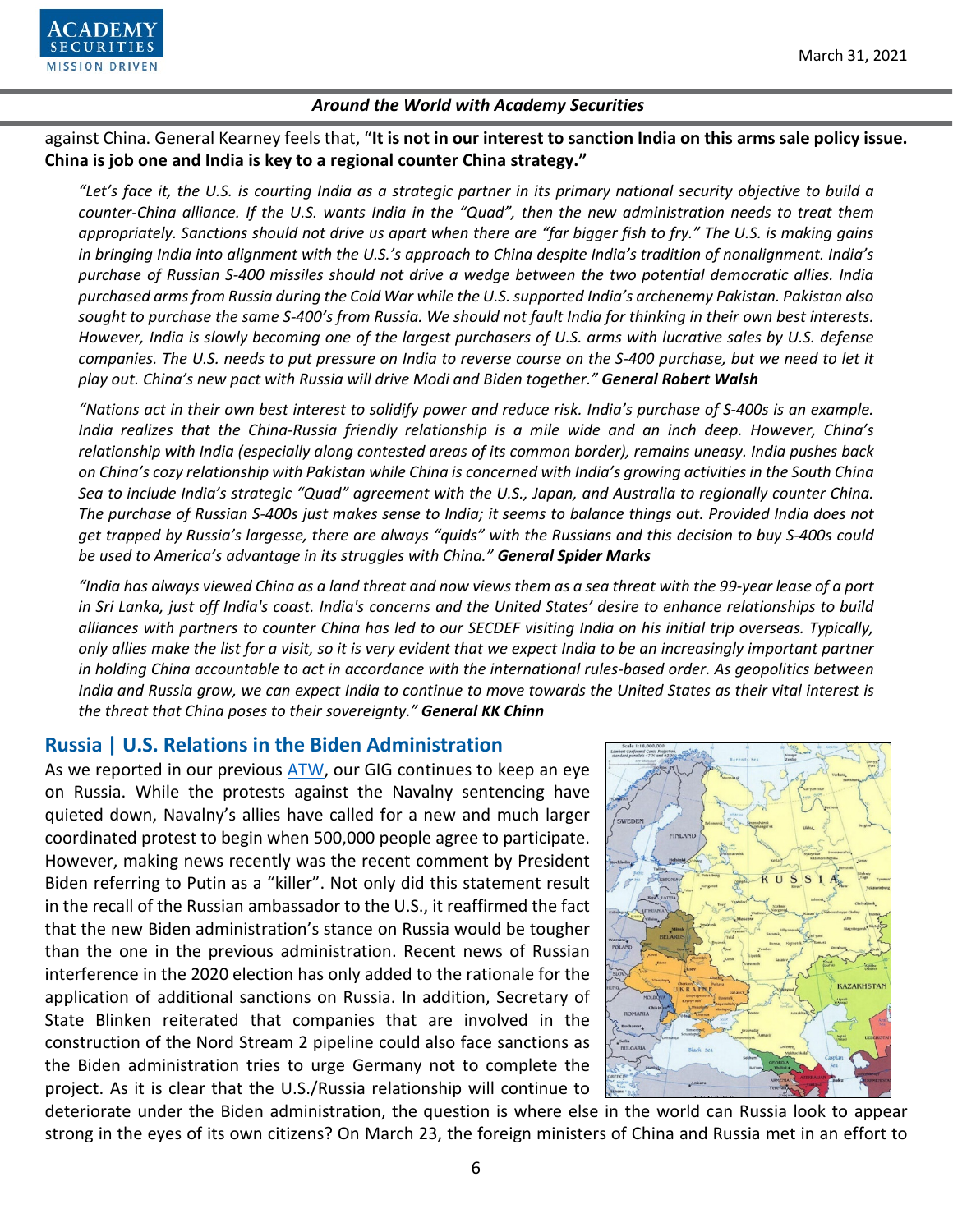against China. General Kearney feels that, "**It is not in our interest to sanction India on this arms sale policy issue. China is job one and India is key to a regional counter China strategy."**

*"Let's face it, the U.S. is courting India as a strategic partner in its primary national security objective to build a counter-China alliance. If the U.S. wants India in the "Quad", then the new administration needs to treat them appropriately. Sanctions should not drive us apart when there are "far bigger fish to fry." The U.S. is making gains in bringing India into alignment with the U.S.'s approach to China despite India's tradition of nonalignment. India's purchase of Russian S-400 missiles should not drive a wedge between the two potential democratic allies. India purchased arms from Russia during the Cold War while the U.S. supported India's archenemy Pakistan. Pakistan also sought to purchase the same S-400's from Russia. We should not fault India for thinking in their own best interests. However, India is slowly becoming one of the largest purchasers of U.S. arms with lucrative sales by U.S. defense companies. The U.S. needs to put pressure on India to reverse course on the S-400 purchase, but we need to let it play out. China's new pact with Russia will drive Modi and Biden together."* ***General Robert Walsh***

*"Nations act in their own best interest to solidify power and reduce risk. India's purchase of S-400s is an example. India realizes that the China-Russia friendly relationship is a mile wide and an inch deep. However, China's relationship with India (especially along contested areas of its common border), remains uneasy. India pushes back on China's cozy relationship with Pakistan while China is concerned with India's growing activities in the South China Sea to include India's strategic "Quad" agreement with the U.S., Japan, and Australia to regionally counter China. The purchase of Russian S-400s just makes sense to India; it seems to balance things out. Provided India does not get trapped by Russia's largesse, there are always "quids" with the Russians and this decision to buy S-400s could be used to America's advantage in its struggles with China."* ***General Spider Marks***

*"India has always viewed China as a land threat and now views them as a sea threat with the 99-year lease of a port in Sri Lanka, just off India's coast. India's concerns and the United States' desire to enhance relationships to build alliances with partners to counter China has led to our SECDEF visiting India on his initial trip overseas. Typically, only allies make the list for a visit, so it is very evident that we expect India to be an increasingly important partner in holding China accountable to act in accordance with the international rules-based order. As geopolitics between India and Russia grow, we can expect India to continue to move towards the United States as their vital interest is the threat that China poses to their sovereignty."* ***General KK Chinn***

## Russia | U.S. Relations in the Biden Administration

As we reported in our previous ATW, our GIG continues to keep an eye on Russia. While the protests against the Navalny sentencing have quieted down, Navalny's allies have called for a new and much larger coordinated protest to begin when 500,000 people agree to participate. However, making news recently was the recent comment by President Biden referring to Putin as a "killer". Not only did this statement result in the recall of the Russian ambassador to the U.S., it reaffirmed the fact that the new Biden administration's stance on Russia would be tougher than the one in the previous administration. Recent news of Russian interference in the 2020 election has only added to the rationale for the application of additional sanctions on Russia. In addition, Secretary of State Blinken reiterated that companies that are involved in the construction of the Nord Stream 2 pipeline could also face sanctions as the Biden administration tries to urge Germany not to complete the project. As it is clear that the U.S./Russia relationship will continue to deteriorate under the Biden administration, the question is where else in the world can Russia look to appear strong in the eyes of its own citizens? On March 23, the foreign ministers of China and Russia met in an effort to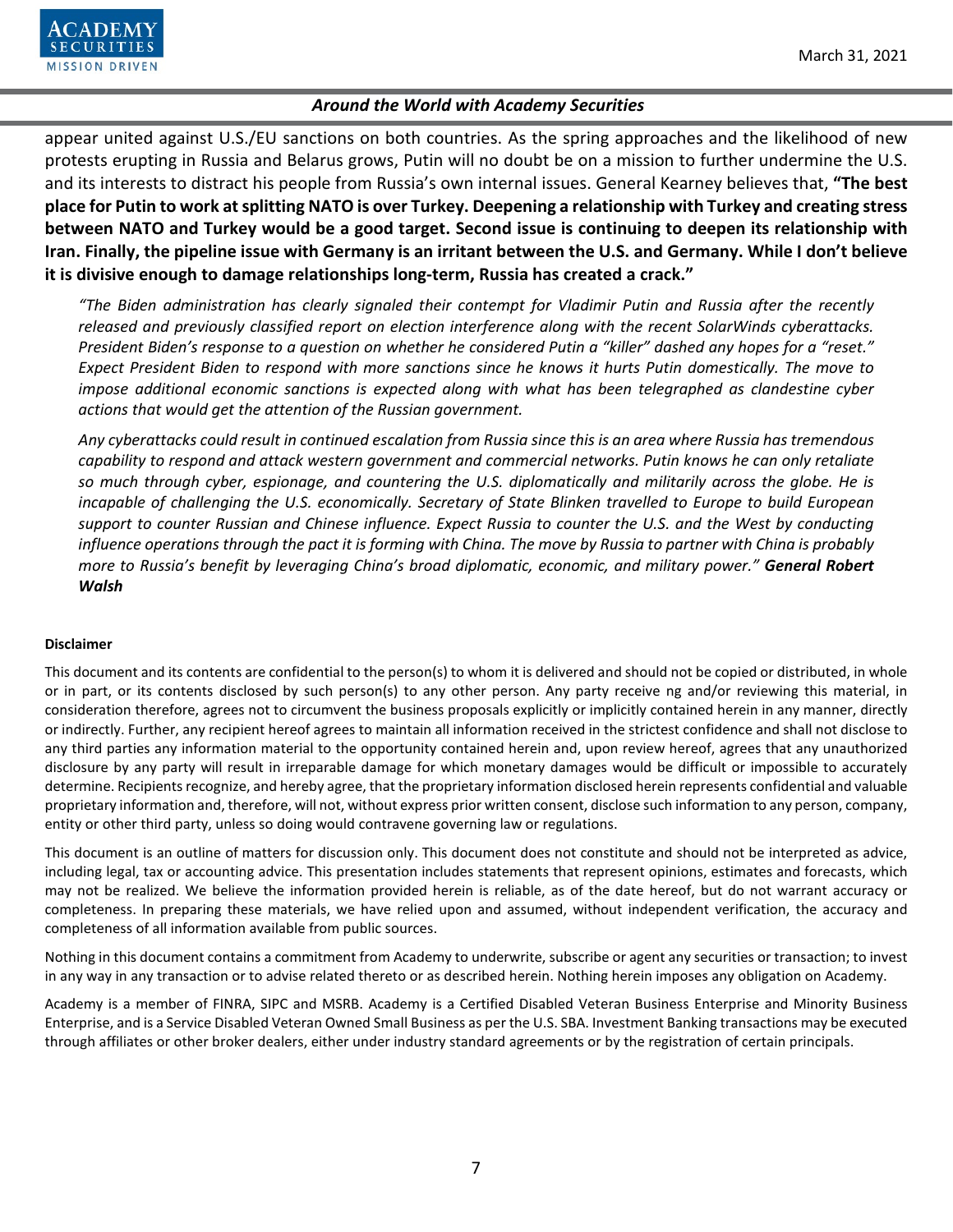appear united against U.S./EU sanctions on both countries. As the spring approaches and the likelihood of new protests erupting in Russia and Belarus grows, Putin will no doubt be on a mission to further undermine the U.S. and its interests to distract his people from Russia's own internal issues. General Kearney believes that, **"The best place for Putin to work at splitting NATO is over Turkey. Deepening a relationship with Turkey and creating stress between NATO and Turkey would be a good target. Second issue is continuing to deepen its relationship with Iran. Finally, the pipeline issue with Germany is an irritant between the U.S. and Germany. While I don't believe it is divisive enough to damage relationships long-term, Russia has created a crack."**

> *"The Biden administration has clearly signaled their contempt for Vladimir Putin and Russia after the recently released and previously classified report on election interference along with the recent SolarWinds cyberattacks. President Biden's response to a question on whether he considered Putin a "killer" dashed any hopes for a "reset." Expect President Biden to respond with more sanctions since he knows it hurts Putin domestically. The move to impose additional economic sanctions is expected along with what has been telegraphed as clandestine cyber actions that would get the attention of the Russian government.*
>
> *Any cyberattacks could result in continued escalation from Russia since this is an area where Russia has tremendous capability to respond and attack western government and commercial networks. Putin knows he can only retaliate so much through cyber, espionage, and countering the U.S. diplomatically and militarily across the globe. He is incapable of challenging the U.S. economically. Secretary of State Blinken travelled to Europe to build European support to counter Russian and Chinese influence. Expect Russia to counter the U.S. and the West by conducting influence operations through the pact it is forming with China. The move by Russia to partner with China is probably more to Russia's benefit by leveraging China's broad diplomatic, economic, and military power."* ***General Robert Walsh***

**Disclaimer**

This document and its contents are confidential to the person(s) to whom it is delivered and should not be copied or distributed, in whole or in part, or its contents disclosed by such person(s) to any other person. Any party receive ng and/or reviewing this material, in consideration therefore, agrees not to circumvent the business proposals explicitly or implicitly contained herein in any manner, directly or indirectly. Further, any recipient hereof agrees to maintain all information received in the strictest confidence and shall not disclose to any third parties any information material to the opportunity contained herein and, upon review hereof, agrees that any unauthorized disclosure by any party will result in irreparable damage for which monetary damages would be difficult or impossible to accurately determine. Recipients recognize, and hereby agree, that the proprietary information disclosed herein represents confidential and valuable proprietary information and, therefore, will not, without express prior written consent, disclose such information to any person, company, entity or other third party, unless so doing would contravene governing law or regulations.

This document is an outline of matters for discussion only. This document does not constitute and should not be interpreted as advice, including legal, tax or accounting advice. This presentation includes statements that represent opinions, estimates and forecasts, which may not be realized. We believe the information provided herein is reliable, as of the date hereof, but do not warrant accuracy or completeness. In preparing these materials, we have relied upon and assumed, without independent verification, the accuracy and completeness of all information available from public sources.

Nothing in this document contains a commitment from Academy to underwrite, subscribe or agent any securities or transaction; to invest in any way in any transaction or to advise related thereto or as described herein. Nothing herein imposes any obligation on Academy.

Academy is a member of FINRA, SIPC and MSRB. Academy is a Certified Disabled Veteran Business Enterprise and Minority Business Enterprise, and is a Service Disabled Veteran Owned Small Business as per the U.S. SBA. Investment Banking transactions may be executed through affiliates or other broker dealers, either under industry standard agreements or by the registration of certain principals.